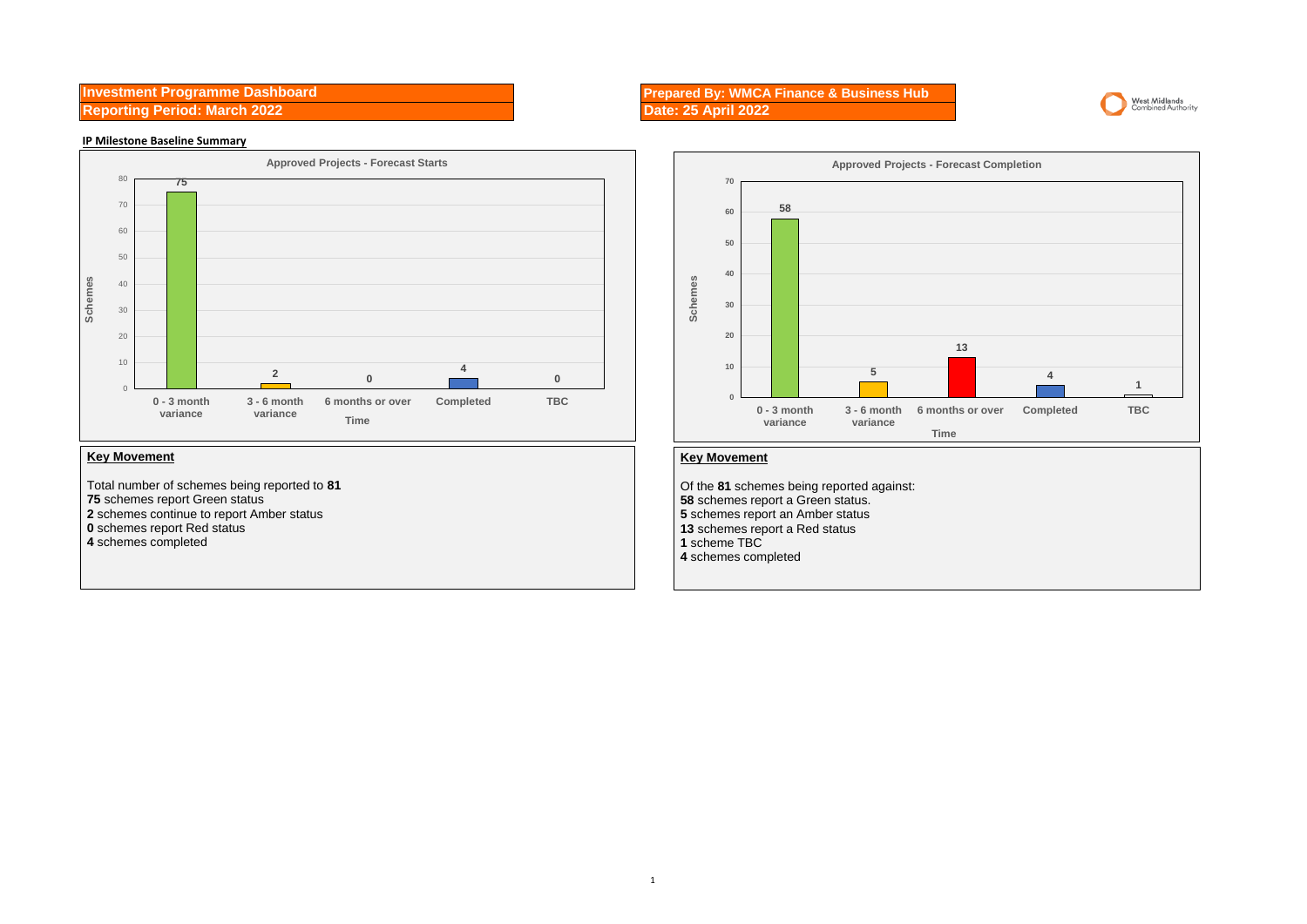# Investment Programme Dashboard
## Reporting Period: March 2022

**Prepared By: WMCA Finance & Business Hub**
**Date: 25 April 2022**

West Midlands Combined Authority

### IP Milestone Baseline Summary

**Approved Projects - Forecast Starts**

| Time | Schemes |
|---|---|
| 0 - 3 month variance | 75 |
| 3 - 6 month variance | 2 |
| 6 months or over | 0 |
| Completed | 4 |
| TBC | 0 |

**Key Movement**

Total number of schemes being reported to **81**
**75** schemes report Green status
**2** schemes continue to report Amber status
**0** schemes report Red status
**4** schemes completed

**Approved Projects - Forecast Completion**

| Time | Schemes |
|---|---|
| 0 - 3 month variance | 58 |
| 3 - 6 month variance | 5 |
| 6 months or over | 13 |
| Completed | 4 |
| TBC | 1 |

**Key Movement**

Of the **81** schemes being reported against:
**58** schemes report a Green status.
**5** schemes report an Amber status
**13** schemes report a Red status
**1** scheme TBC
**4** schemes completed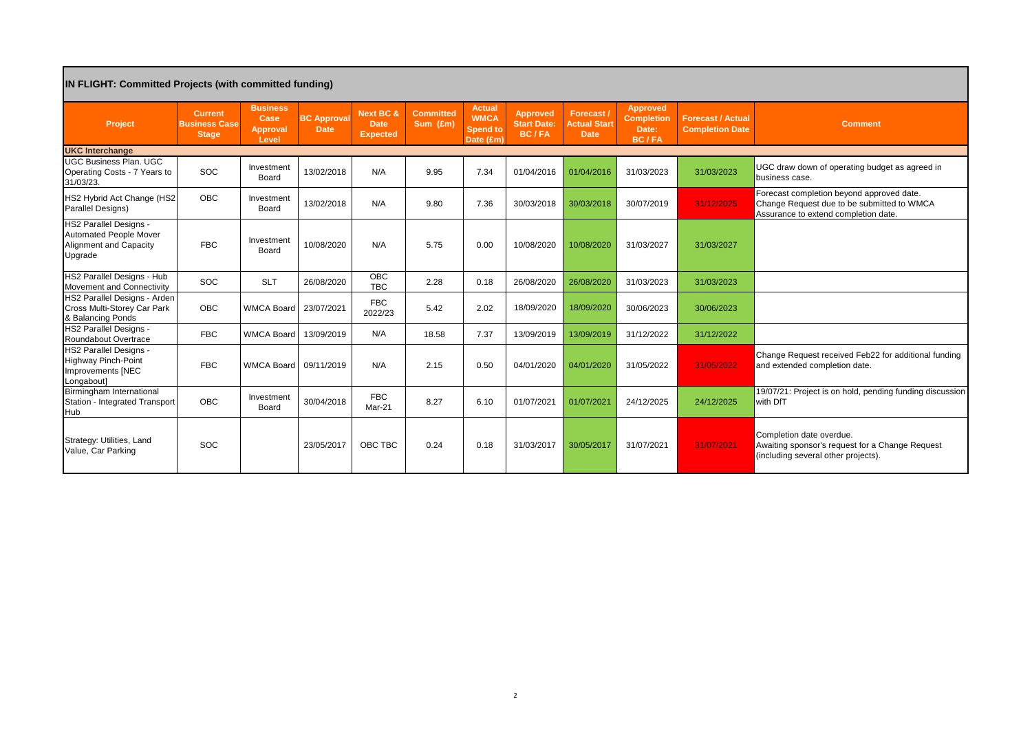## IN FLIGHT: Committed Projects (with committed funding)

| Project | Current Business Case Stage | Business Case Approval Level | BC Approval Date | Next BC & Date Expected | Committed Sum (£m) | Actual WMCA Spend to Date (£m) | Approved Start Date: BC / FA | Forecast / Actual Start Date | Approved Completion Date: BC / FA | Forecast / Actual Completion Date | Comment |
|---|---|---|---|---|---|---|---|---|---|---|---|
| **UKC Interchange** | | | | | | | | | | | |
| UKC Business Plan. UGC Operating Costs - 7 Years to 31/03/23. | SOC | Investment Board | 13/02/2018 | N/A | 9.95 | 7.34 | 01/04/2016 | 01/04/2016 | 31/03/2023 | 31/03/2023 | UGC draw down of operating budget as agreed in business case. |
| HS2 Hybrid Act Change (HS2 Parallel Designs) | OBC | Investment Board | 13/02/2018 | N/A | 9.80 | 7.36 | 30/03/2018 | 30/03/2018 | 30/07/2019 | 31/12/2025 | Forecast completion beyond approved date. Change Request due to be submitted to WMCA Assurance to extend completion date. |
| HS2 Parallel Designs - Automated People Mover Alignment and Capacity Upgrade | FBC | Investment Board | 10/08/2020 | N/A | 5.75 | 0.00 | 10/08/2020 | 10/08/2020 | 31/03/2027 | 31/03/2027 | |
| HS2 Parallel Designs - Hub Movement and Connectivity | SOC | SLT | 26/08/2020 | OBC TBC | 2.28 | 0.18 | 26/08/2020 | 26/08/2020 | 31/03/2023 | 31/03/2023 | |
| HS2 Parallel Designs - Arden Cross Multi-Storey Car Park & Balancing Ponds | OBC | WMCA Board | 23/07/2021 | FBC 2022/23 | 5.42 | 2.02 | 18/09/2020 | 18/09/2020 | 30/06/2023 | 30/06/2023 | |
| HS2 Parallel Designs - Roundabout Overtrace | FBC | WMCA Board | 13/09/2019 | N/A | 18.58 | 7.37 | 13/09/2019 | 13/09/2019 | 31/12/2022 | 31/12/2022 | |
| HS2 Parallel Designs - Highway Pinch-Point Improvements [NEC Longabout] | FBC | WMCA Board | 09/11/2019 | N/A | 2.15 | 0.50 | 04/01/2020 | 04/01/2020 | 31/05/2022 | 31/05/2022 | Change Request received Feb22 for additional funding and extended completion date. |
| Birmingham International Station - Integrated Transport Hub | OBC | Investment Board | 30/04/2018 | FBC Mar-21 | 8.27 | 6.10 | 01/07/2021 | 01/07/2021 | 24/12/2025 | 24/12/2025 | 19/07/21: Project is on hold, pending funding discussion with DfT |
| Strategy: Utilities, Land Value, Car Parking | SOC | | 23/05/2017 | OBC TBC | 0.24 | 0.18 | 31/03/2017 | 30/05/2017 | 31/07/2021 | 31/07/2021 | Completion date overdue. Awaiting sponsor's request for a Change Request (including several other projects). |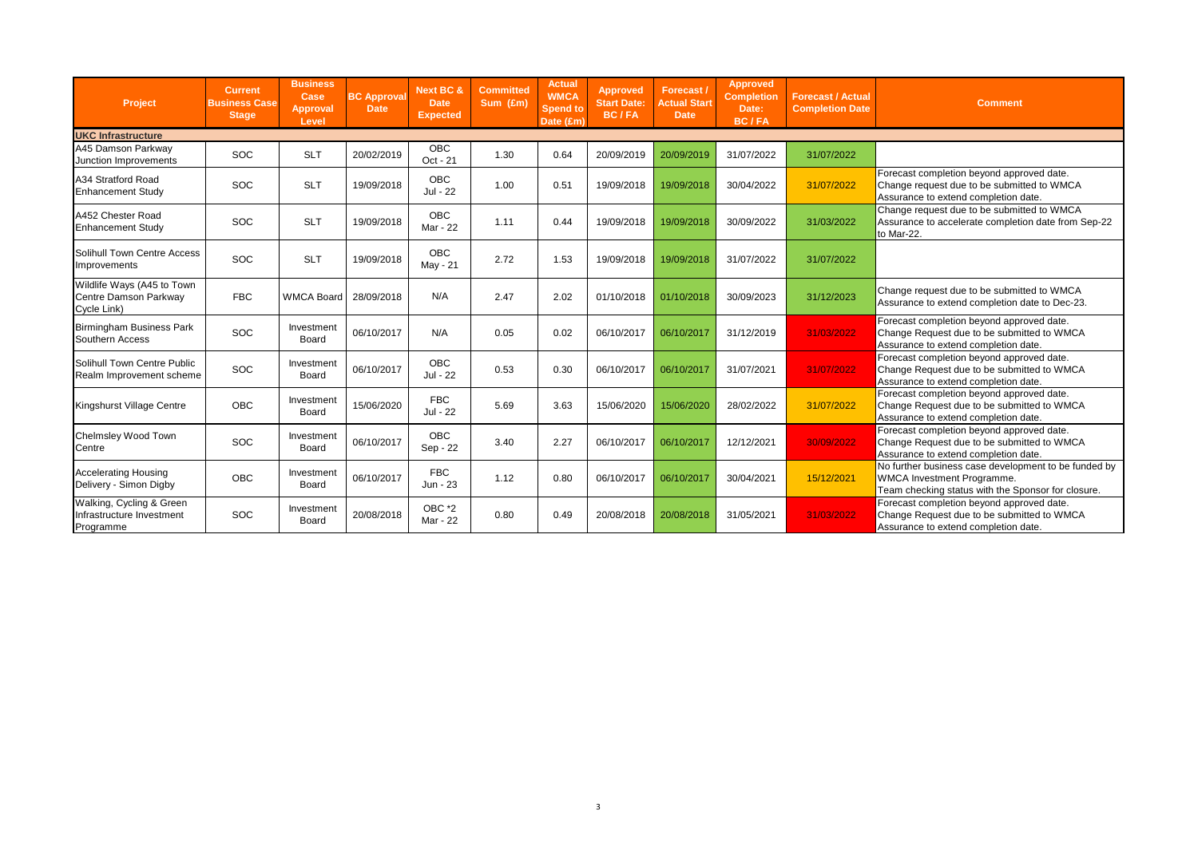| Project | Current Business Case Stage | Business Case Approval Level | BC Approval Date | Next BC & Date Expected | Committed Sum (£m) | Actual WMCA Spend to Date (£m) | Approved Start Date: BC / FA | Forecast / Actual Start Date | Approved Completion Date: BC / FA | Forecast / Actual Completion Date | Comment |
|---|---|---|---|---|---|---|---|---|---|---|---|
| **UKC Infrastructure** | | | | | | | | | | | |
| A45 Damson Parkway Junction Improvements | SOC | SLT | 20/02/2019 | OBC Oct - 21 | 1.30 | 0.64 | 20/09/2019 | 20/09/2019 | 31/07/2022 | 31/07/2022 | |
| A34 Stratford Road Enhancement Study | SOC | SLT | 19/09/2018 | OBC Jul - 22 | 1.00 | 0.51 | 19/09/2018 | 19/09/2018 | 30/04/2022 | 31/07/2022 | Forecast completion beyond approved date. Change request due to be submitted to WMCA Assurance to extend completion date. |
| A452 Chester Road Enhancement Study | SOC | SLT | 19/09/2018 | OBC Mar - 22 | 1.11 | 0.44 | 19/09/2018 | 19/09/2018 | 30/09/2022 | 31/03/2022 | Change request due to be submitted to WMCA Assurance to accelerate completion date from Sep-22 to Mar-22. |
| Solihull Town Centre Access Improvements | SOC | SLT | 19/09/2018 | OBC May - 21 | 2.72 | 1.53 | 19/09/2018 | 19/09/2018 | 31/07/2022 | 31/07/2022 | |
| Wildlife Ways (A45 to Town Centre Damson Parkway Cycle Link) | FBC | WMCA Board | 28/09/2018 | N/A | 2.47 | 2.02 | 01/10/2018 | 01/10/2018 | 30/09/2023 | 31/12/2023 | Change request due to be submitted to WMCA Assurance to extend completion date to Dec-23. |
| Birmingham Business Park Southern Access | SOC | Investment Board | 06/10/2017 | N/A | 0.05 | 0.02 | 06/10/2017 | 06/10/2017 | 31/12/2019 | 31/03/2022 | Forecast completion beyond approved date. Change Request due to be submitted to WMCA Assurance to extend completion date. |
| Solihull Town Centre Public Realm Improvement scheme | SOC | Investment Board | 06/10/2017 | OBC Jul - 22 | 0.53 | 0.30 | 06/10/2017 | 06/10/2017 | 31/07/2021 | 31/07/2022 | Forecast completion beyond approved date. Change Request due to be submitted to WMCA Assurance to extend completion date. |
| Kingshurst Village Centre | OBC | Investment Board | 15/06/2020 | FBC Jul - 22 | 5.69 | 3.63 | 15/06/2020 | 15/06/2020 | 28/02/2022 | 31/07/2022 | Forecast completion beyond approved date. Change Request due to be submitted to WMCA Assurance to extend completion date. |
| Chelmsley Wood Town Centre | SOC | Investment Board | 06/10/2017 | OBC Sep - 22 | 3.40 | 2.27 | 06/10/2017 | 06/10/2017 | 12/12/2021 | 30/09/2022 | Forecast completion beyond approved date. Change Request due to be submitted to WMCA Assurance to extend completion date. |
| Accelerating Housing Delivery - Simon Digby | OBC | Investment Board | 06/10/2017 | FBC Jun - 23 | 1.12 | 0.80 | 06/10/2017 | 06/10/2017 | 30/04/2021 | 15/12/2021 | No further business case development to be funded by WMCA Investment Programme. Team checking status with the Sponsor for closure. |
| Walking, Cycling & Green Infrastructure Investment Programme | SOC | Investment Board | 20/08/2018 | OBC *2 Mar - 22 | 0.80 | 0.49 | 20/08/2018 | 20/08/2018 | 31/05/2021 | 31/03/2022 | Forecast completion beyond approved date. Change Request due to be submitted to WMCA Assurance to extend completion date. |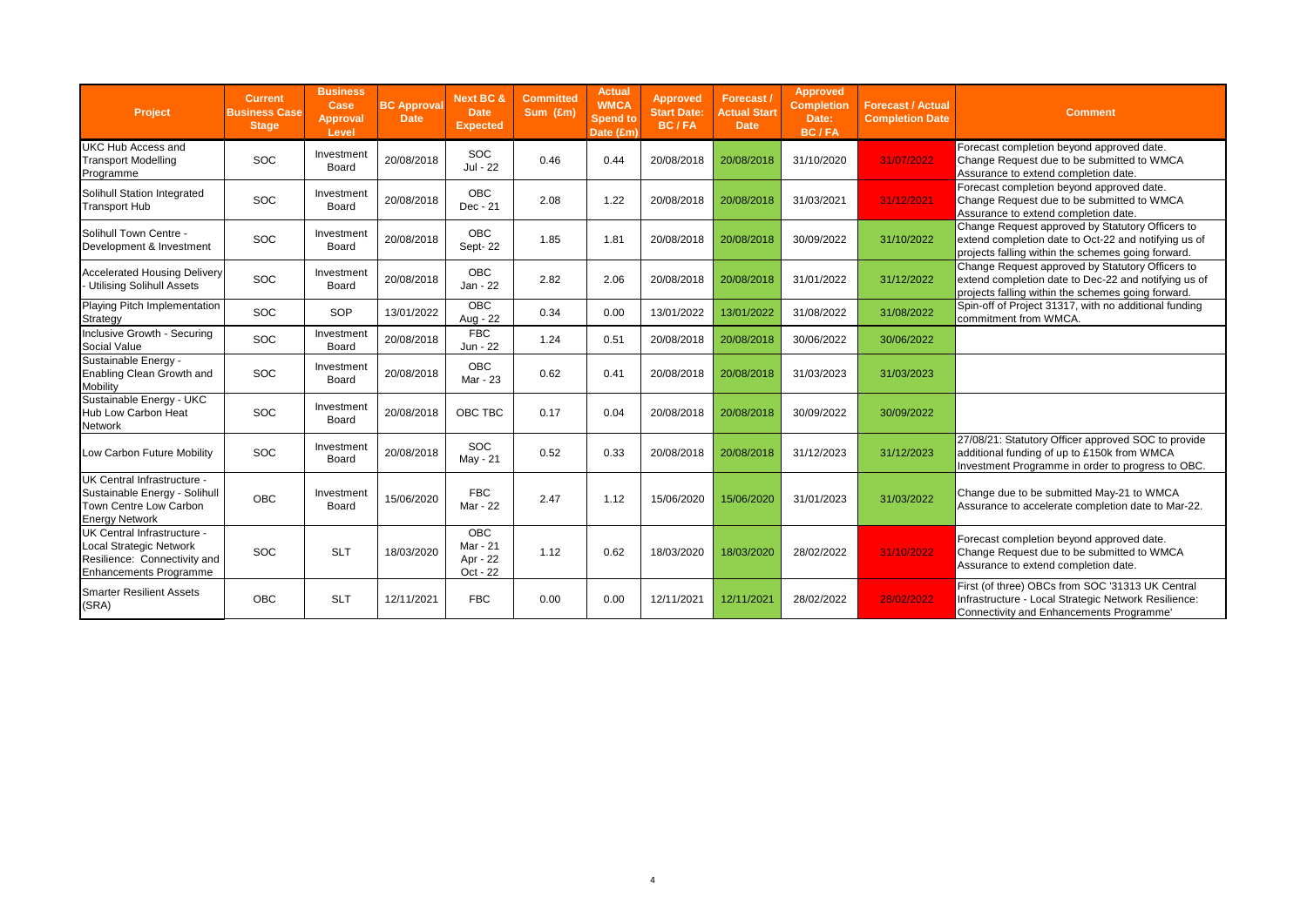| Project | Current Business Case Stage | Business Case Approval Level | BC Approval Date | Next BC & Date Expected | Committed Sum (£m) | Actual WMCA Spend to Date (£m) | Approved Start Date: BC / FA | Forecast / Actual Start Date | Approved Completion Date: BC / FA | Forecast / Actual Completion Date | Comment |
|---|---|---|---|---|---|---|---|---|---|---|---|
| UKC Hub Access and Transport Modelling Programme | SOC | Investment Board | 20/08/2018 | SOC Jul - 22 | 0.46 | 0.44 | 20/08/2018 | 20/08/2018 | 31/10/2020 | 31/07/2022 | Forecast completion beyond approved date. Change Request due to be submitted to WMCA Assurance to extend completion date. |
| Solihull Station Integrated Transport Hub | SOC | Investment Board | 20/08/2018 | OBC Dec - 21 | 2.08 | 1.22 | 20/08/2018 | 20/08/2018 | 31/03/2021 | 31/12/2021 | Forecast completion beyond approved date. Change Request due to be submitted to WMCA Assurance to extend completion date. |
| Solihull Town Centre - Development & Investment | SOC | Investment Board | 20/08/2018 | OBC Sept- 22 | 1.85 | 1.81 | 20/08/2018 | 20/08/2018 | 30/09/2022 | 31/10/2022 | Change Request approved by Statutory Officers to extend completion date to Oct-22 and notifying us of projects falling within the schemes going forward. |
| Accelerated Housing Delivery - Utilising Solihull Assets | SOC | Investment Board | 20/08/2018 | OBC Jan - 22 | 2.82 | 2.06 | 20/08/2018 | 20/08/2018 | 31/01/2022 | 31/12/2022 | Change Request approved by Statutory Officers to extend completion date to Dec-22 and notifying us of projects falling within the schemes going forward. |
| Playing Pitch Implementation Strategy | SOC | SOP | 13/01/2022 | OBC Aug - 22 | 0.34 | 0.00 | 13/01/2022 | 13/01/2022 | 31/08/2022 | 31/08/2022 | Spin-off of Project 31317, with no additional funding commitment from WMCA. |
| Inclusive Growth - Securing Social Value | SOC | Investment Board | 20/08/2018 | FBC Jun - 22 | 1.24 | 0.51 | 20/08/2018 | 20/08/2018 | 30/06/2022 | 30/06/2022 | |
| Sustainable Energy - Enabling Clean Growth and Mobility | SOC | Investment Board | 20/08/2018 | OBC Mar - 23 | 0.62 | 0.41 | 20/08/2018 | 20/08/2018 | 31/03/2023 | 31/03/2023 | |
| Sustainable Energy - UKC Hub Low Carbon Heat Network | SOC | Investment Board | 20/08/2018 | OBC TBC | 0.17 | 0.04 | 20/08/2018 | 20/08/2018 | 30/09/2022 | 30/09/2022 | |
| Low Carbon Future Mobility | SOC | Investment Board | 20/08/2018 | SOC May - 21 | 0.52 | 0.33 | 20/08/2018 | 20/08/2018 | 31/12/2023 | 31/12/2023 | 27/08/21: Statutory Officer approved SOC to provide additional funding of up to £150k from WMCA Investment Programme in order to progress to OBC. |
| UK Central Infrastructure - Sustainable Energy - Solihull Town Centre Low Carbon Energy Network | OBC | Investment Board | 15/06/2020 | FBC Mar - 22 | 2.47 | 1.12 | 15/06/2020 | 15/06/2020 | 31/01/2023 | 31/03/2022 | Change due to be submitted May-21 to WMCA Assurance to accelerate completion date to Mar-22. |
| UK Central Infrastructure - Local Strategic Network Resilience: Connectivity and Enhancements Programme | SOC | SLT | 18/03/2020 | OBC Mar - 21 Apr - 22 Oct - 22 | 1.12 | 0.62 | 18/03/2020 | 18/03/2020 | 28/02/2022 | 31/10/2022 | Forecast completion beyond approved date. Change Request due to be submitted to WMCA Assurance to extend completion date. |
| Smarter Resilient Assets (SRA) | OBC | SLT | 12/11/2021 | FBC | 0.00 | 0.00 | 12/11/2021 | 12/11/2021 | 28/02/2022 | 28/02/2022 | First (of three) OBCs from SOC '31313 UK Central Infrastructure - Local Strategic Network Resilience: Connectivity and Enhancements Programme' |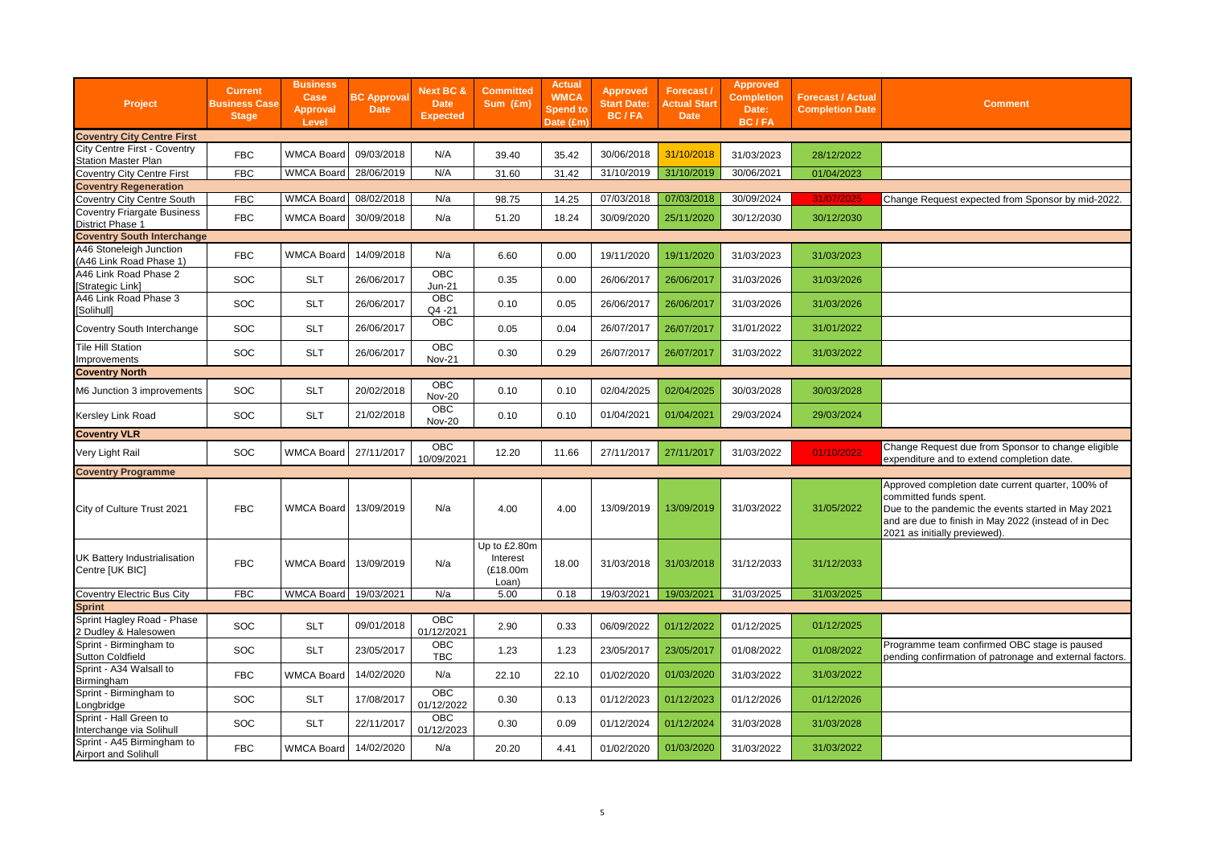| Project | Current Business Case Stage | Business Case Approval Level | BC Approval Date | Next BC & Date Expected | Committed Sum (£m) | Actual WMCA Spend to Date (£m) | Approved Start Date: BC / FA | Forecast / Actual Start Date | Approved Completion Date: BC / FA | Forecast / Actual Completion Date | Comment |
|---|---|---|---|---|---|---|---|---|---|---|---|
| **Coventry City Centre First** | | | | | | | | | | | |
| City Centre First - Coventry Station Master Plan | FBC | WMCA Board | 09/03/2018 | N/A | 39.40 | 35.42 | 30/06/2018 | 31/10/2018 | 31/03/2023 | 28/12/2022 | |
| Coventry City Centre First | FBC | WMCA Board | 28/06/2019 | N/A | 31.60 | 31.42 | 31/10/2019 | 31/10/2019 | 30/06/2021 | 01/04/2023 | |
| **Coventry Regeneration** | | | | | | | | | | | |
| Coventry City Centre South | FBC | WMCA Board | 08/02/2018 | N/a | 98.75 | 14.25 | 07/03/2018 | 07/03/2018 | 30/09/2024 | 31/07/2025 | Change Request expected from Sponsor by mid-2022. |
| Coventry Friargate Business District Phase 1 | FBC | WMCA Board | 30/09/2018 | N/a | 51.20 | 18.24 | 30/09/2020 | 25/11/2020 | 30/12/2030 | 30/12/2030 | |
| **Coventry South Interchange** | | | | | | | | | | | |
| A46 Stoneleigh Junction (A46 Link Road Phase 1) | FBC | WMCA Board | 14/09/2018 | N/a | 6.60 | 0.00 | 19/11/2020 | 19/11/2020 | 31/03/2023 | 31/03/2023 | |
| A46 Link Road Phase 2 [Strategic Link] | SOC | SLT | 26/06/2017 | OBC Jun-21 | 0.35 | 0.00 | 26/06/2017 | 26/06/2017 | 31/03/2026 | 31/03/2026 | |
| A46 Link Road Phase 3 [Solihull] | SOC | SLT | 26/06/2017 | OBC Q4 -21 | 0.10 | 0.05 | 26/06/2017 | 26/06/2017 | 31/03/2026 | 31/03/2026 | |
| Coventry South Interchange | SOC | SLT | 26/06/2017 | OBC | 0.05 | 0.04 | 26/07/2017 | 26/07/2017 | 31/01/2022 | 31/01/2022 | |
| Tile Hill Station Improvements | SOC | SLT | 26/06/2017 | OBC Nov-21 | 0.30 | 0.29 | 26/07/2017 | 26/07/2017 | 31/03/2022 | 31/03/2022 | |
| **Coventry North** | | | | | | | | | | | |
| M6 Junction 3 improvements | SOC | SLT | 20/02/2018 | OBC Nov-20 | 0.10 | 0.10 | 02/04/2025 | 02/04/2025 | 30/03/2028 | 30/03/2028 | |
| Kersley Link Road | SOC | SLT | 21/02/2018 | OBC Nov-20 | 0.10 | 0.10 | 01/04/2021 | 01/04/2021 | 29/03/2024 | 29/03/2024 | |
| **Coventry VLR** | | | | | | | | | | | |
| Very Light Rail | SOC | WMCA Board | 27/11/2017 | OBC 10/09/2021 | 12.20 | 11.66 | 27/11/2017 | 27/11/2017 | 31/03/2022 | 01/10/2022 | Change Request due from Sponsor to change eligible expenditure and to extend completion date. |
| **Coventry Programme** | | | | | | | | | | | |
| City of Culture Trust 2021 | FBC | WMCA Board | 13/09/2019 | N/a | 4.00 | 4.00 | 13/09/2019 | 13/09/2019 | 31/03/2022 | 31/05/2022 | Approved completion date current quarter, 100% of committed funds spent. Due to the pandemic the events started in May 2021 and are due to finish in May 2022 (instead of in Dec 2021 as initially previewed). |
| UK Battery Industrialisation Centre [UK BIC] | FBC | WMCA Board | 13/09/2019 | N/a | Up to £2.80m Interest (£18.00m Loan) | 18.00 | 31/03/2018 | 31/03/2018 | 31/12/2033 | 31/12/2033 | |
| Coventry Electric Bus City | FBC | WMCA Board | 19/03/2021 | N/a | 5.00 | 0.18 | 19/03/2021 | 19/03/2021 | 31/03/2025 | 31/03/2025 | |
| **Sprint** | | | | | | | | | | | |
| Sprint Hagley Road - Phase 2 Dudley & Halesowen | SOC | SLT | 09/01/2018 | OBC 01/12/2021 | 2.90 | 0.33 | 06/09/2022 | 01/12/2022 | 01/12/2025 | 01/12/2025 | |
| Sprint - Birmingham to Sutton Coldfield | SOC | SLT | 23/05/2017 | OBC TBC | 1.23 | 1.23 | 23/05/2017 | 23/05/2017 | 01/08/2022 | 01/08/2022 | Programme team confirmed OBC stage is paused pending confirmation of patronage and external factors. |
| Sprint - A34 Walsall to Birmingham | FBC | WMCA Board | 14/02/2020 | N/a | 22.10 | 22.10 | 01/02/2020 | 01/03/2020 | 31/03/2022 | 31/03/2022 | |
| Sprint - Birmingham to Longbridge | SOC | SLT | 17/08/2017 | OBC 01/12/2022 | 0.30 | 0.13 | 01/12/2023 | 01/12/2023 | 01/12/2026 | 01/12/2026 | |
| Sprint - Hall Green to Interchange via Solihull | SOC | SLT | 22/11/2017 | OBC 01/12/2023 | 0.30 | 0.09 | 01/12/2024 | 01/12/2024 | 31/03/2028 | 31/03/2028 | |
| Sprint - A45 Birmingham to Airport and Solihull | FBC | WMCA Board | 14/02/2020 | N/a | 20.20 | 4.41 | 01/02/2020 | 01/03/2020 | 31/03/2022 | 31/03/2022 | |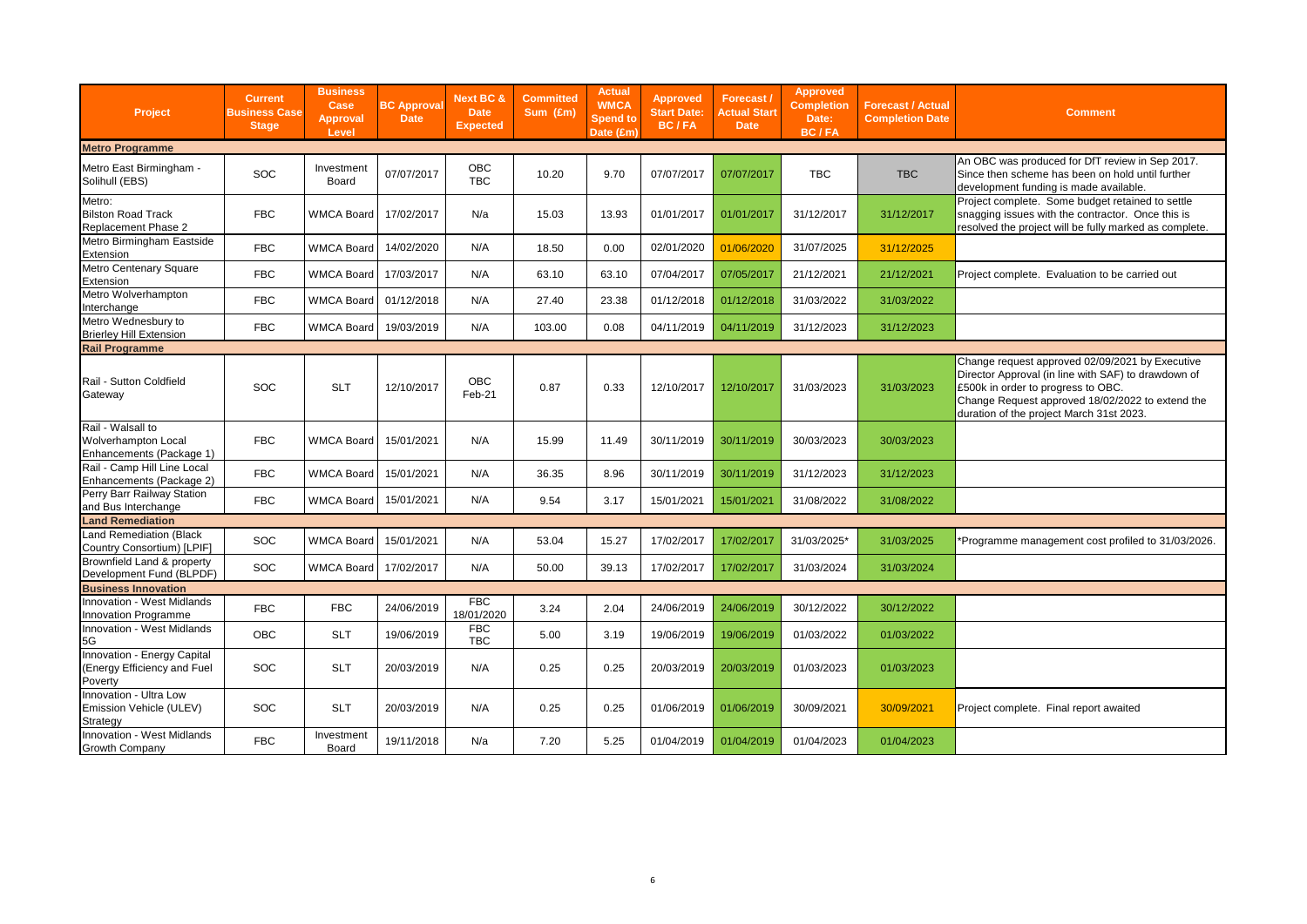| Project | Current Business Case Stage | Business Case Approval Level | BC Approval Date | Next BC & Date Expected | Committed Sum (£m) | Actual WMCA Spend to Date (£m) | Approved Start Date: BC / FA | Forecast / Actual Start Date | Approved Completion Date: BC / FA | Forecast / Actual Completion Date | Comment |
|---|---|---|---|---|---|---|---|---|---|---|---|
| **Metro Programme** | | | | | | | | | | | |
| Metro East Birmingham - Solihull (EBS) | SOC | Investment Board | 07/07/2017 | OBC TBC | 10.20 | 9.70 | 07/07/2017 | 07/07/2017 | TBC | TBC | An OBC was produced for DfT review in Sep 2017. Since then scheme has been on hold until further development funding is made available. |
| Metro: Bilston Road Track Replacement Phase 2 | FBC | WMCA Board | 17/02/2017 | N/a | 15.03 | 13.93 | 01/01/2017 | 01/01/2017 | 31/12/2017 | 31/12/2017 | Project complete. Some budget retained to settle snagging issues with the contractor. Once this is resolved the project will be fully marked as complete. |
| Metro Birmingham Eastside Extension | FBC | WMCA Board | 14/02/2020 | N/A | 18.50 | 0.00 | 02/01/2020 | 01/06/2020 | 31/07/2025 | 31/12/2025 | |
| Metro Centenary Square Extension | FBC | WMCA Board | 17/03/2017 | N/A | 63.10 | 63.10 | 07/04/2017 | 07/05/2017 | 21/12/2021 | 21/12/2021 | Project complete. Evaluation to be carried out |
| Metro Wolverhampton Interchange | FBC | WMCA Board | 01/12/2018 | N/A | 27.40 | 23.38 | 01/12/2018 | 01/12/2018 | 31/03/2022 | 31/03/2022 | |
| Metro Wednesbury to Brierley Hill Extension | FBC | WMCA Board | 19/03/2019 | N/A | 103.00 | 0.08 | 04/11/2019 | 04/11/2019 | 31/12/2023 | 31/12/2023 | |
| **Rail Programme** | | | | | | | | | | | |
| Rail - Sutton Coldfield Gateway | SOC | SLT | 12/10/2017 | OBC Feb-21 | 0.87 | 0.33 | 12/10/2017 | 12/10/2017 | 31/03/2023 | 31/03/2023 | Change request approved 02/09/2021 by Executive Director Approval (in line with SAF) to drawdown of £500k in order to progress to OBC. Change Request approved 18/02/2022 to extend the duration of the project March 31st 2023. |
| Rail - Walsall to Wolverhampton Local Enhancements (Package 1) | FBC | WMCA Board | 15/01/2021 | N/A | 15.99 | 11.49 | 30/11/2019 | 30/11/2019 | 30/03/2023 | 30/03/2023 | |
| Rail - Camp Hill Line Local Enhancements (Package 2) | FBC | WMCA Board | 15/01/2021 | N/A | 36.35 | 8.96 | 30/11/2019 | 30/11/2019 | 31/12/2023 | 31/12/2023 | |
| Perry Barr Railway Station and Bus Interchange | FBC | WMCA Board | 15/01/2021 | N/A | 9.54 | 3.17 | 15/01/2021 | 15/01/2021 | 31/08/2022 | 31/08/2022 | |
| **Land Remediation** | | | | | | | | | | | |
| Land Remediation (Black Country Consortium) [LPIF] | SOC | WMCA Board | 15/01/2021 | N/A | 53.04 | 15.27 | 17/02/2017 | 17/02/2017 | 31/03/2025* | 31/03/2025 | *Programme management cost profiled to 31/03/2026. |
| Brownfield Land & property Development Fund (BLPDF) | SOC | WMCA Board | 17/02/2017 | N/A | 50.00 | 39.13 | 17/02/2017 | 17/02/2017 | 31/03/2024 | 31/03/2024 | |
| **Business Innovation** | | | | | | | | | | | |
| Innovation - West Midlands Innovation Programme | FBC | FBC | 24/06/2019 | FBC 18/01/2020 | 3.24 | 2.04 | 24/06/2019 | 24/06/2019 | 30/12/2022 | 30/12/2022 | |
| Innovation - West Midlands 5G | OBC | SLT | 19/06/2019 | FBC TBC | 5.00 | 3.19 | 19/06/2019 | 19/06/2019 | 01/03/2022 | 01/03/2022 | |
| Innovation - Energy Capital (Energy Efficiency and Fuel Poverty | SOC | SLT | 20/03/2019 | N/A | 0.25 | 0.25 | 20/03/2019 | 20/03/2019 | 01/03/2023 | 01/03/2023 | |
| Innovation - Ultra Low Emission Vehicle (ULEV) Strategy | SOC | SLT | 20/03/2019 | N/A | 0.25 | 0.25 | 01/06/2019 | 01/06/2019 | 30/09/2021 | 30/09/2021 | Project complete. Final report awaited |
| Innovation - West Midlands Growth Company | FBC | Investment Board | 19/11/2018 | N/a | 7.20 | 5.25 | 01/04/2019 | 01/04/2019 | 01/04/2023 | 01/04/2023 | |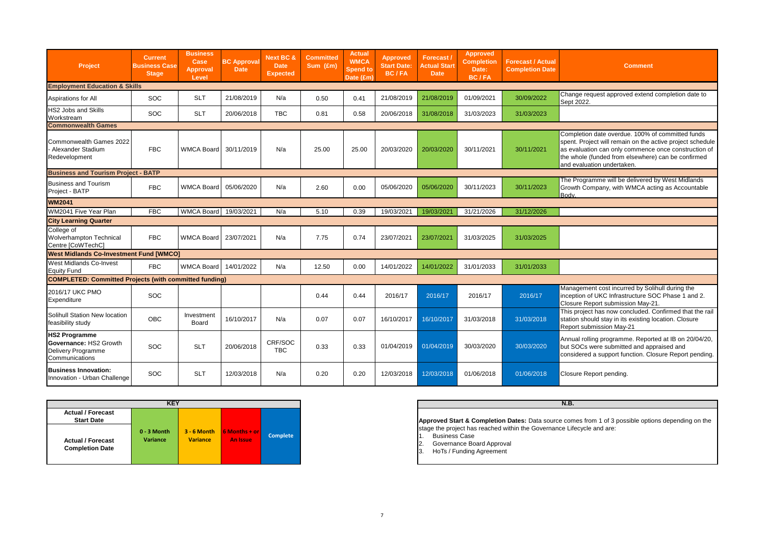| Project | Current Business Case Stage | Business Case Approval Level | BC Approval Date | Next BC & Date Expected | Committed Sum (£m) | Actual WMCA Spend to Date (£m) | Approved Start Date: BC / FA | Forecast / Actual Start Date | Approved Completion Date: BC / FA | Forecast / Actual Completion Date | Comment |
|---|---|---|---|---|---|---|---|---|---|---|---|
| **Employment Education & Skills** | | | | | | | | | | | |
| Aspirations for All | SOC | SLT | 21/08/2019 | N/a | 0.50 | 0.41 | 21/08/2019 | 21/08/2019 | 01/09/2021 | 30/09/2022 | Change request approved extend completion date to Sept 2022. |
| HS2 Jobs and Skills Workstream | SOC | SLT | 20/06/2018 | TBC | 0.81 | 0.58 | 20/06/2018 | 31/08/2018 | 31/03/2023 | 31/03/2023 | |
| **Commonwealth Games** | | | | | | | | | | | |
| Commonwealth Games 2022 - Alexander Stadium Redevelopment | FBC | WMCA Board | 30/11/2019 | N/a | 25.00 | 25.00 | 20/03/2020 | 20/03/2020 | 30/11/2021 | 30/11/2021 | Completion date overdue. 100% of committed funds spent. Project will remain on the active project schedule as evaluation can only commence once construction of the whole (funded from elsewhere) can be confirmed and evaluation undertaken. |
| **Business and Tourism Project - BATP** | | | | | | | | | | | |
| Business and Tourism Project - BATP | FBC | WMCA Board | 05/06/2020 | N/a | 2.60 | 0.00 | 05/06/2020 | 05/06/2020 | 30/11/2023 | 30/11/2023 | The Programme will be delivered by West Midlands Growth Company, with WMCA acting as Accountable Body. |
| **WM2041** | | | | | | | | | | | |
| WM2041 Five Year Plan | FBC | WMCA Board | 19/03/2021 | N/a | 5.10 | 0.39 | 19/03/2021 | 19/03/2021 | 31/21/2026 | 31/12/2026 | |
| **City Learning Quarter** | | | | | | | | | | | |
| College of Wolverhampton Technical Centre [CoWTechC] | FBC | WMCA Board | 23/07/2021 | N/a | 7.75 | 0.74 | 23/07/2021 | 23/07/2021 | 31/03/2025 | 31/03/2025 | |
| **West Midlands Co-Investment Fund [WMCO]** | | | | | | | | | | | |
| West Midlands Co-Invest Equity Fund | FBC | WMCA Board | 14/01/2022 | N/a | 12.50 | 0.00 | 14/01/2022 | 14/01/2022 | 31/01/2033 | 31/01/2033 | |
| **COMPLETED: Committed Projects (with committed funding)** | | | | | | | | | | | |
| 2016/17 UKC PMO Expenditure | SOC | | | | 0.44 | 0.44 | 2016/17 | 2016/17 | 2016/17 | 2016/17 | Management cost incurred by Solihull during the inception of UKC Infrastructure SOC Phase 1 and 2. Closure Report submission May-21. |
| Solihull Station New location feasibility study | OBC | Investment Board | 16/10/2017 | N/a | 0.07 | 0.07 | 16/10/2017 | 16/10/2017 | 31/03/2018 | 31/03/2018 | This project has now concluded. Confirmed that the rail station should stay in its existing location. Closure Report submission May-21 |
| **HS2 Programme Governance:** HS2 Growth Delivery Programme Communications | SOC | SLT | 20/06/2018 | CRF/SOC TBC | 0.33 | 0.33 | 01/04/2019 | 01/04/2019 | 30/03/2020 | 30/03/2020 | Annual rolling programme. Reported at IB on 20/04/20, but SOCs were submitted and appraised and considered a support function. Closure Report pending. |
| **Business Innovation:** Innovation - Urban Challenge | SOC | SLT | 12/03/2018 | N/a | 0.20 | 0.20 | 12/03/2018 | 12/03/2018 | 01/06/2018 | 01/06/2018 | Closure Report pending. |

| KEY | | | | |
|---|---|---|---|---|
| **Actual / Forecast Start Date** | 0 - 3 Month Variance | 3 - 6 Month Variance | 6 Months + or An Issue | Complete |
| **Actual / Forecast Completion Date** | | | | |

**N.B.**

**Approved Start & Completion Dates:** Data source comes from 1 of 3 possible options depending on the stage the project has reached within the Governance Lifecycle and are:

1. Business Case
2. Governance Board Approval
3. HoTs / Funding Agreement